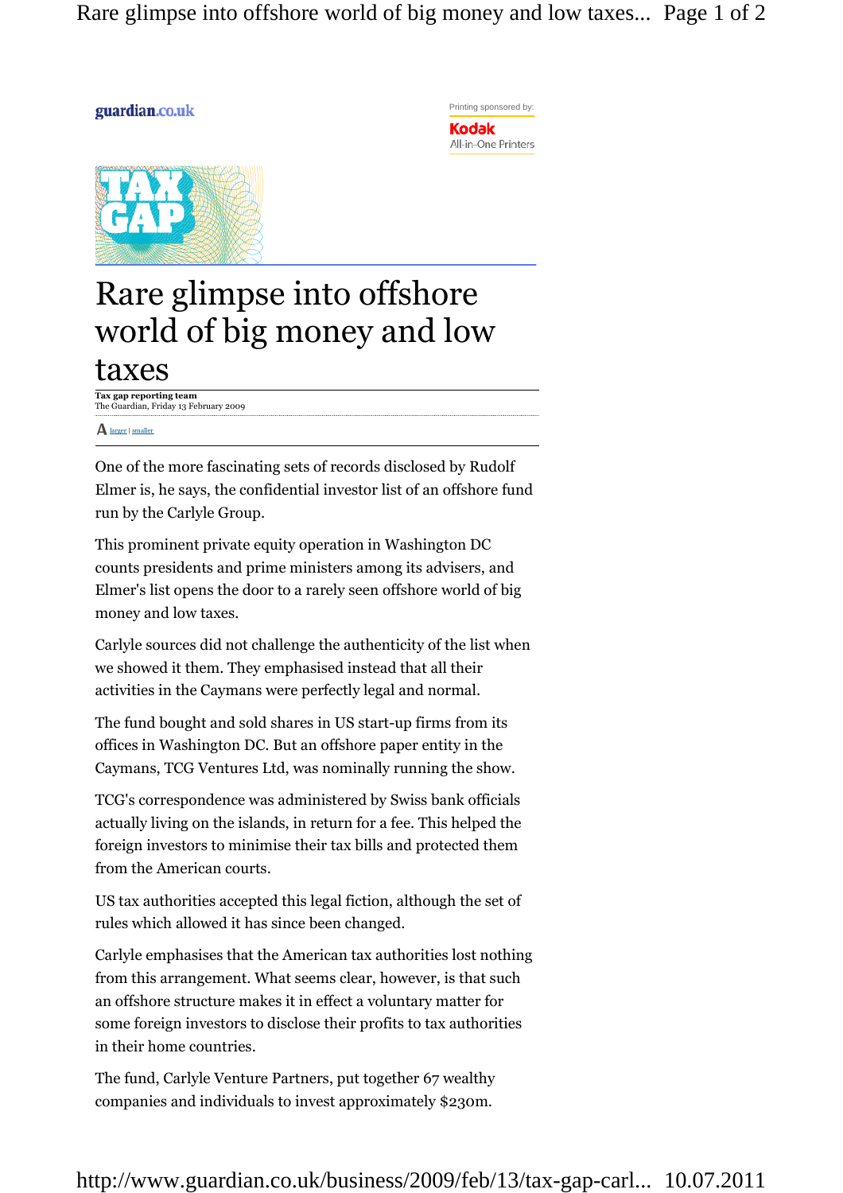guardian.co.uk

Printing sponsored by: Kodak All-in-One Printers

TAX GAP

# Rare glimpse into offshore world of big money and low taxes

**Tax gap reporting team**
The Guardian, Friday 13 February 2009

A larger | smaller

One of the more fascinating sets of records disclosed by Rudolf Elmer is, he says, the confidential investor list of an offshore fund run by the Carlyle Group.

This prominent private equity operation in Washington DC counts presidents and prime ministers among its advisers, and Elmer's list opens the door to a rarely seen offshore world of big money and low taxes.

Carlyle sources did not challenge the authenticity of the list when we showed it them. They emphasised instead that all their activities in the Caymans were perfectly legal and normal.

The fund bought and sold shares in US start-up firms from its offices in Washington DC. But an offshore paper entity in the Caymans, TCG Ventures Ltd, was nominally running the show.

TCG's correspondence was administered by Swiss bank officials actually living on the islands, in return for a fee. This helped the foreign investors to minimise their tax bills and protected them from the American courts.

US tax authorities accepted this legal fiction, although the set of rules which allowed it has since been changed.

Carlyle emphasises that the American tax authorities lost nothing from this arrangement. What seems clear, however, is that such an offshore structure makes it in effect a voluntary matter for some foreign investors to disclose their profits to tax authorities in their home countries.

The fund, Carlyle Venture Partners, put together 67 wealthy companies and individuals to invest approximately $230m.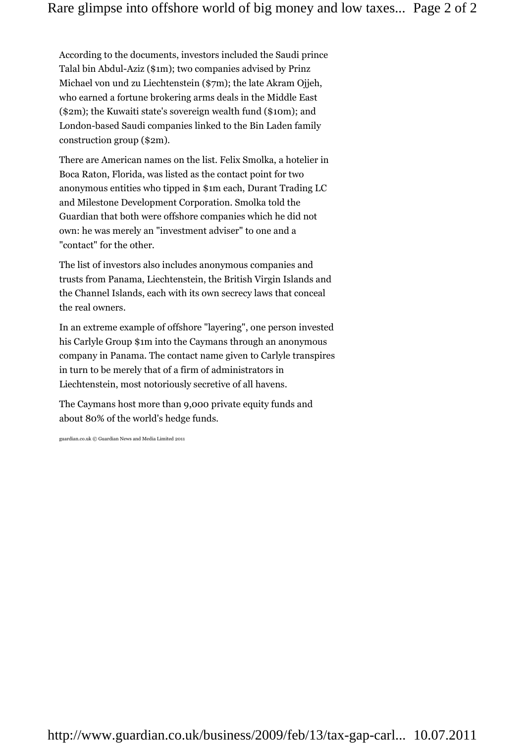According to the documents, investors included the Saudi prince Talal bin Abdul-Aziz ($1m); two companies advised by Prinz Michael von und zu Liechtenstein ($7m); the late Akram Ojjeh, who earned a fortune brokering arms deals in the Middle East ($2m); the Kuwaiti state's sovereign wealth fund ($10m); and London-based Saudi companies linked to the Bin Laden family construction group ($2m).

There are American names on the list. Felix Smolka, a hotelier in Boca Raton, Florida, was listed as the contact point for two anonymous entities who tipped in $1m each, Durant Trading LC and Milestone Development Corporation. Smolka told the Guardian that both were offshore companies which he did not own: he was merely an "investment adviser" to one and a "contact" for the other.

The list of investors also includes anonymous companies and trusts from Panama, Liechtenstein, the British Virgin Islands and the Channel Islands, each with its own secrecy laws that conceal the real owners.

In an extreme example of offshore "layering", one person invested his Carlyle Group $1m into the Caymans through an anonymous company in Panama. The contact name given to Carlyle transpires in turn to be merely that of a firm of administrators in Liechtenstein, most notoriously secretive of all havens.

The Caymans host more than 9,000 private equity funds and about 80% of the world's hedge funds.

guardian.co.uk © Guardian News and Media Limited 2011